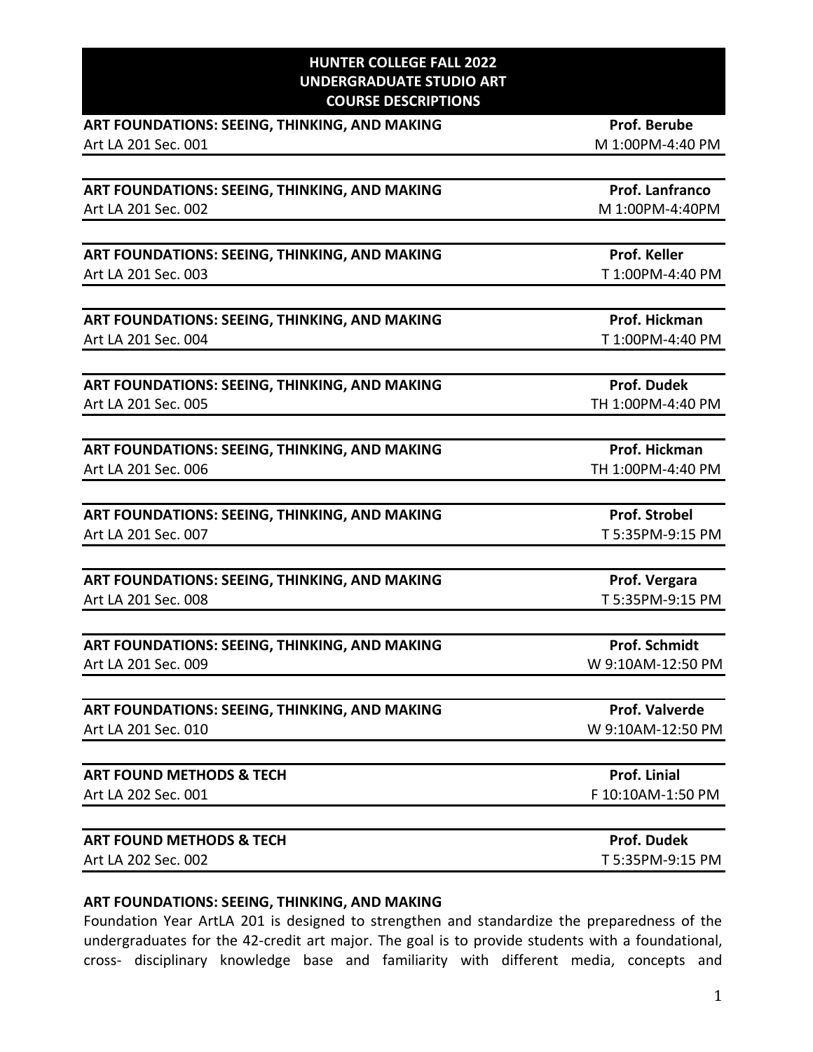# HUNTER COLLEGE FALL 2022
# UNDERGRADUATE STUDIO ART
# COURSE DESCRIPTIONS

**ART FOUNDATIONS: SEEING, THINKING, AND MAKING** — **Prof. Berube**
Art LA 201 Sec. 001 — M 1:00PM-4:40 PM

**ART FOUNDATIONS: SEEING, THINKING, AND MAKING** — **Prof. Lanfranco**
Art LA 201 Sec. 002 — M 1:00PM-4:40PM

**ART FOUNDATIONS: SEEING, THINKING, AND MAKING** — **Prof. Keller**
Art LA 201 Sec. 003 — T 1:00PM-4:40 PM

**ART FOUNDATIONS: SEEING, THINKING, AND MAKING** — **Prof. Hickman**
Art LA 201 Sec. 004 — T 1:00PM-4:40 PM

**ART FOUNDATIONS: SEEING, THINKING, AND MAKING** — **Prof. Dudek**
Art LA 201 Sec. 005 — TH 1:00PM-4:40 PM

**ART FOUNDATIONS: SEEING, THINKING, AND MAKING** — **Prof. Hickman**
Art LA 201 Sec. 006 — TH 1:00PM-4:40 PM

**ART FOUNDATIONS: SEEING, THINKING, AND MAKING** — **Prof. Strobel**
Art LA 201 Sec. 007 — T 5:35PM-9:15 PM

**ART FOUNDATIONS: SEEING, THINKING, AND MAKING** — **Prof. Vergara**
Art LA 201 Sec. 008 — T 5:35PM-9:15 PM

**ART FOUNDATIONS: SEEING, THINKING, AND MAKING** — **Prof. Schmidt**
Art LA 201 Sec. 009 — W 9:10AM-12:50 PM

**ART FOUNDATIONS: SEEING, THINKING, AND MAKING** — **Prof. Valverde**
Art LA 201 Sec. 010 — W 9:10AM-12:50 PM

**ART FOUND METHODS & TECH** — **Prof. Linial**
Art LA 202 Sec. 001 — F 10:10AM-1:50 PM

**ART FOUND METHODS & TECH** — **Prof. Dudek**
Art LA 202 Sec. 002 — T 5:35PM-9:15 PM

**ART FOUNDATIONS: SEEING, THINKING, AND MAKING**

Foundation Year ArtLA 201 is designed to strengthen and standardize the preparedness of the undergraduates for the 42-credit art major. The goal is to provide students with a foundational, cross- disciplinary knowledge base and familiarity with different media, concepts and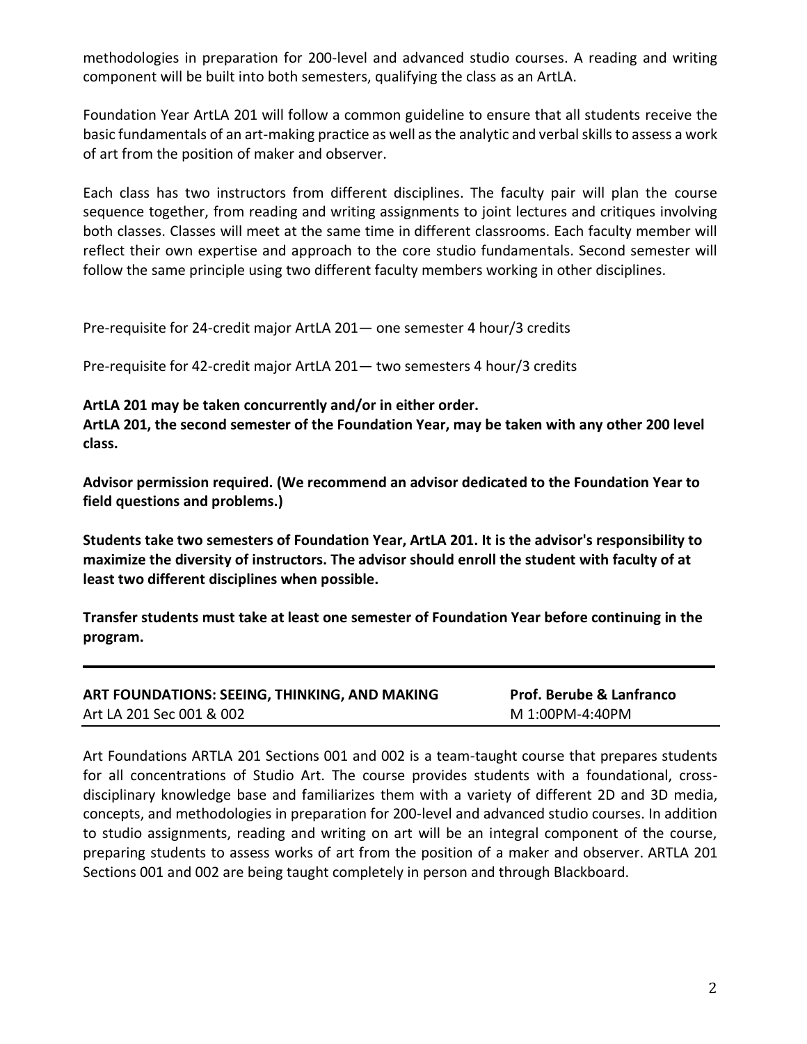methodologies in preparation for 200-level and advanced studio courses. A reading and writing component will be built into both semesters, qualifying the class as an ArtLA.

Foundation Year ArtLA 201 will follow a common guideline to ensure that all students receive the basic fundamentals of an art-making practice as well as the analytic and verbal skills to assess a work of art from the position of maker and observer.

Each class has two instructors from different disciplines. The faculty pair will plan the course sequence together, from reading and writing assignments to joint lectures and critiques involving both classes. Classes will meet at the same time in different classrooms. Each faculty member will reflect their own expertise and approach to the core studio fundamentals. Second semester will follow the same principle using two different faculty members working in other disciplines.

Pre-requisite for 24-credit major ArtLA 201— one semester 4 hour/3 credits

Pre-requisite for 42-credit major ArtLA 201— two semesters 4 hour/3 credits

**ArtLA 201 may be taken concurrently and/or in either order.**
**ArtLA 201, the second semester of the Foundation Year, may be taken with any other 200 level class.**

**Advisor permission required. (We recommend an advisor dedicated to the Foundation Year to field questions and problems.)**

**Students take two semesters of Foundation Year, ArtLA 201. It is the advisor's responsibility to maximize the diversity of instructors. The advisor should enroll the student with faculty of at least two different disciplines when possible.**

**Transfer students must take at least one semester of Foundation Year before continuing in the program.**

---

| **ART FOUNDATIONS: SEEING, THINKING, AND MAKING** | **Prof. Berube & Lanfranco** |
|---|---|
| Art LA 201 Sec 001 & 002 | M 1:00PM-4:40PM |

Art Foundations ARTLA 201 Sections 001 and 002 is a team-taught course that prepares students for all concentrations of Studio Art. The course provides students with a foundational, cross-disciplinary knowledge base and familiarizes them with a variety of different 2D and 3D media, concepts, and methodologies in preparation for 200-level and advanced studio courses. In addition to studio assignments, reading and writing on art will be an integral component of the course, preparing students to assess works of art from the position of a maker and observer. ARTLA 201 Sections 001 and 002 are being taught completely in person and through Blackboard.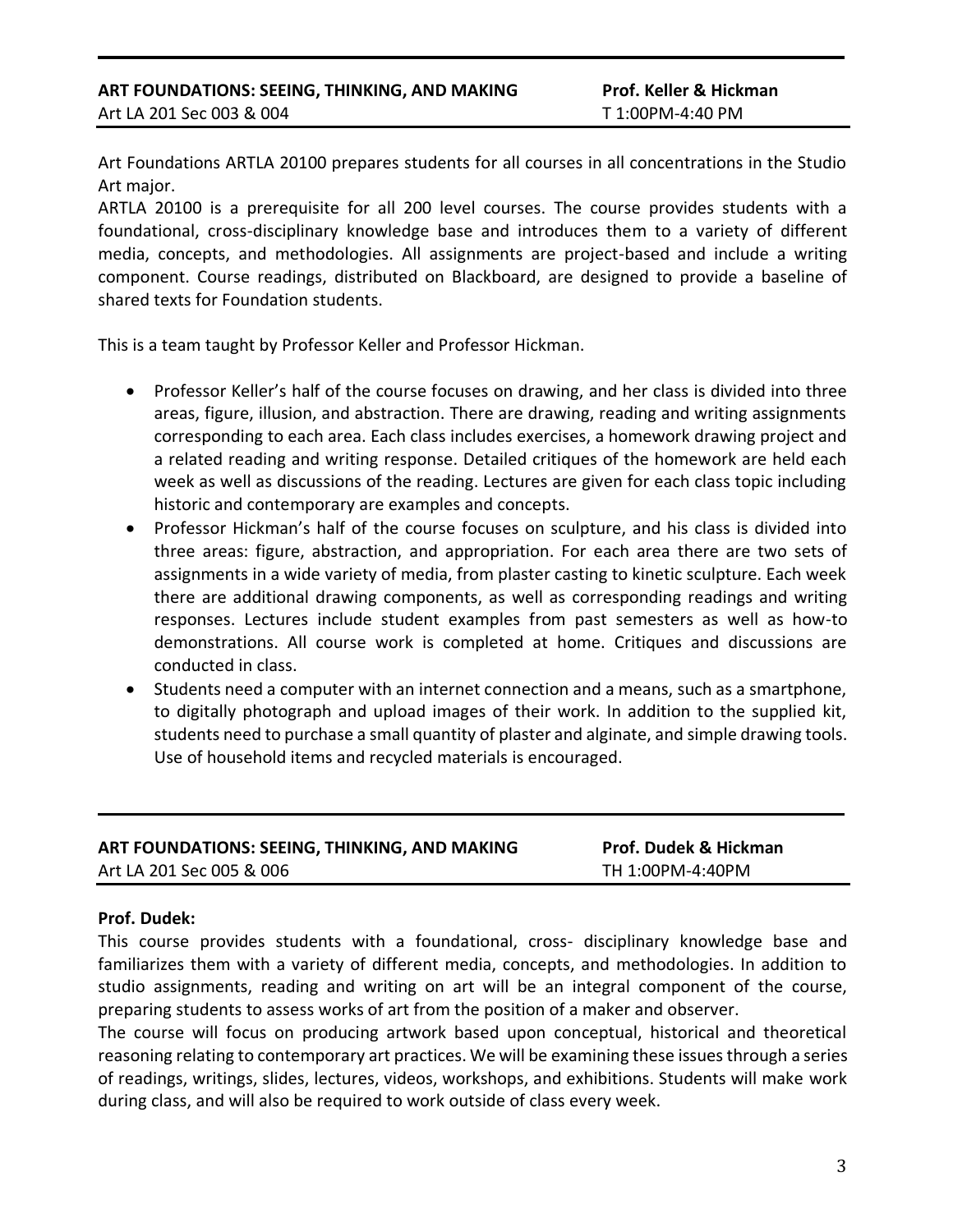**ART FOUNDATIONS: SEEING, THINKING, AND MAKING** — **Prof. Keller & Hickman**

Art LA 201 Sec 003 & 004 — T 1:00PM-4:40 PM

Art Foundations ARTLA 20100 prepares students for all courses in all concentrations in the Studio Art major.

ARTLA 20100 is a prerequisite for all 200 level courses. The course provides students with a foundational, cross-disciplinary knowledge base and introduces them to a variety of different media, concepts, and methodologies. All assignments are project-based and include a writing component. Course readings, distributed on Blackboard, are designed to provide a baseline of shared texts for Foundation students.

This is a team taught by Professor Keller and Professor Hickman.

- Professor Keller's half of the course focuses on drawing, and her class is divided into three areas, figure, illusion, and abstraction. There are drawing, reading and writing assignments corresponding to each area. Each class includes exercises, a homework drawing project and a related reading and writing response. Detailed critiques of the homework are held each week as well as discussions of the reading. Lectures are given for each class topic including historic and contemporary are examples and concepts.
- Professor Hickman's half of the course focuses on sculpture, and his class is divided into three areas: figure, abstraction, and appropriation. For each area there are two sets of assignments in a wide variety of media, from plaster casting to kinetic sculpture. Each week there are additional drawing components, as well as corresponding readings and writing responses. Lectures include student examples from past semesters as well as how-to demonstrations. All course work is completed at home. Critiques and discussions are conducted in class.
- Students need a computer with an internet connection and a means, such as a smartphone, to digitally photograph and upload images of their work. In addition to the supplied kit, students need to purchase a small quantity of plaster and alginate, and simple drawing tools. Use of household items and recycled materials is encouraged.

---

**ART FOUNDATIONS: SEEING, THINKING, AND MAKING** — **Prof. Dudek & Hickman**

Art LA 201 Sec 005 & 006 — TH 1:00PM-4:40PM

**Prof. Dudek:**

This course provides students with a foundational, cross- disciplinary knowledge base and familiarizes them with a variety of different media, concepts, and methodologies. In addition to studio assignments, reading and writing on art will be an integral component of the course, preparing students to assess works of art from the position of a maker and observer.

The course will focus on producing artwork based upon conceptual, historical and theoretical reasoning relating to contemporary art practices. We will be examining these issues through a series of readings, writings, slides, lectures, videos, workshops, and exhibitions. Students will make work during class, and will also be required to work outside of class every week.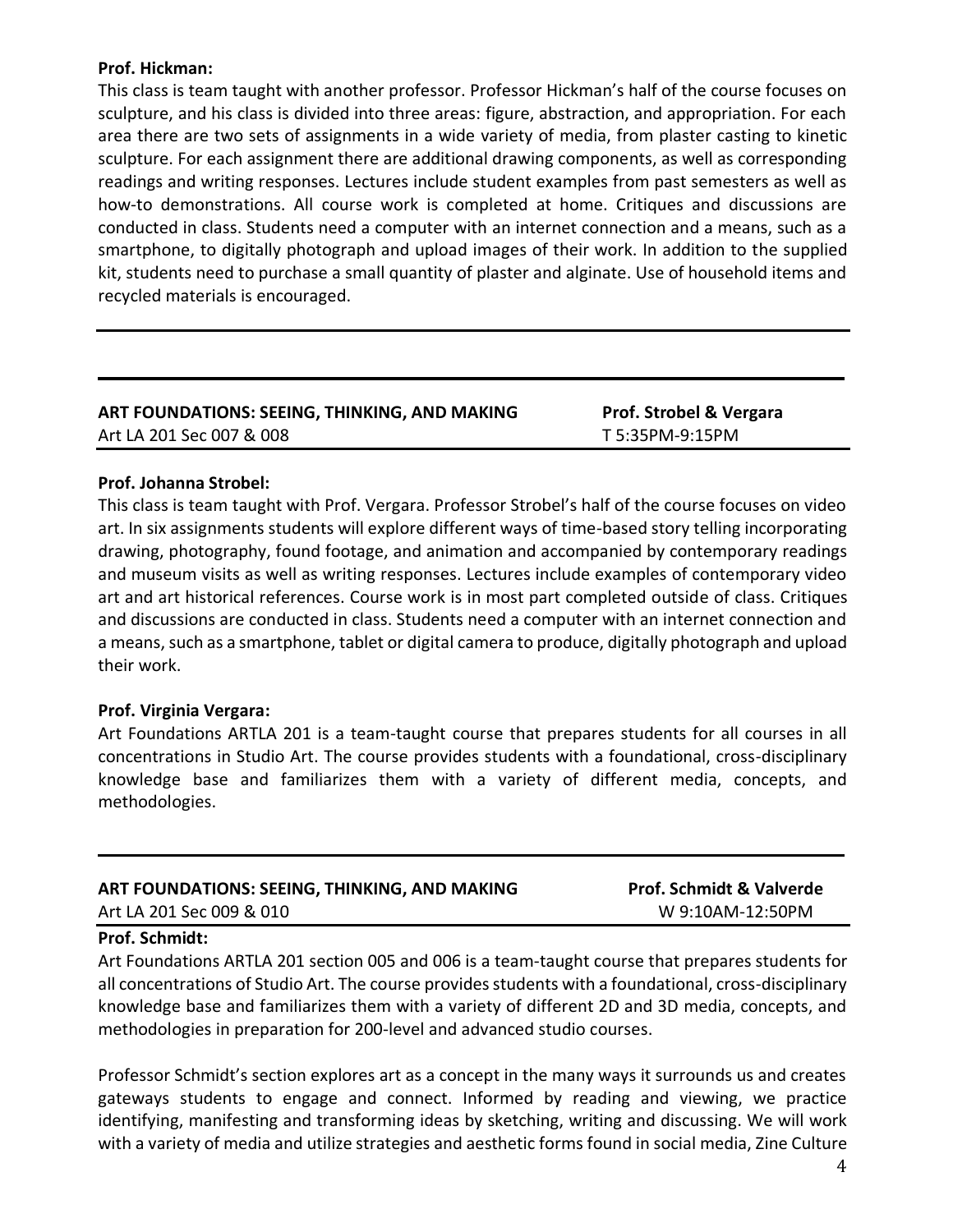**Prof. Hickman:**

This class is team taught with another professor. Professor Hickman's half of the course focuses on sculpture, and his class is divided into three areas: figure, abstraction, and appropriation. For each area there are two sets of assignments in a wide variety of media, from plaster casting to kinetic sculpture. For each assignment there are additional drawing components, as well as corresponding readings and writing responses. Lectures include student examples from past semesters as well as how-to demonstrations. All course work is completed at home. Critiques and discussions are conducted in class. Students need a computer with an internet connection and a means, such as a smartphone, to digitally photograph and upload images of their work. In addition to the supplied kit, students need to purchase a small quantity of plaster and alginate. Use of household items and recycled materials is encouraged.

---

**ART FOUNDATIONS: SEEING, THINKING, AND MAKING** — **Prof. Strobel & Vergara**
Art LA 201 Sec 007 & 008 — T 5:35PM-9:15PM

**Prof. Johanna Strobel:**

This class is team taught with Prof. Vergara. Professor Strobel's half of the course focuses on video art. In six assignments students will explore different ways of time-based story telling incorporating drawing, photography, found footage, and animation and accompanied by contemporary readings and museum visits as well as writing responses. Lectures include examples of contemporary video art and art historical references. Course work is in most part completed outside of class. Critiques and discussions are conducted in class. Students need a computer with an internet connection and a means, such as a smartphone, tablet or digital camera to produce, digitally photograph and upload their work.

**Prof. Virginia Vergara:**

Art Foundations ARTLA 201 is a team-taught course that prepares students for all courses in all concentrations in Studio Art. The course provides students with a foundational, cross-disciplinary knowledge base and familiarizes them with a variety of different media, concepts, and methodologies.

---

**ART FOUNDATIONS: SEEING, THINKING, AND MAKING** — **Prof. Schmidt & Valverde**
Art LA 201 Sec 009 & 010 — W 9:10AM-12:50PM

**Prof. Schmidt:**

Art Foundations ARTLA 201 section 005 and 006 is a team-taught course that prepares students for all concentrations of Studio Art. The course provides students with a foundational, cross-disciplinary knowledge base and familiarizes them with a variety of different 2D and 3D media, concepts, and methodologies in preparation for 200-level and advanced studio courses.

Professor Schmidt's section explores art as a concept in the many ways it surrounds us and creates gateways students to engage and connect. Informed by reading and viewing, we practice identifying, manifesting and transforming ideas by sketching, writing and discussing. We will work with a variety of media and utilize strategies and aesthetic forms found in social media, Zine Culture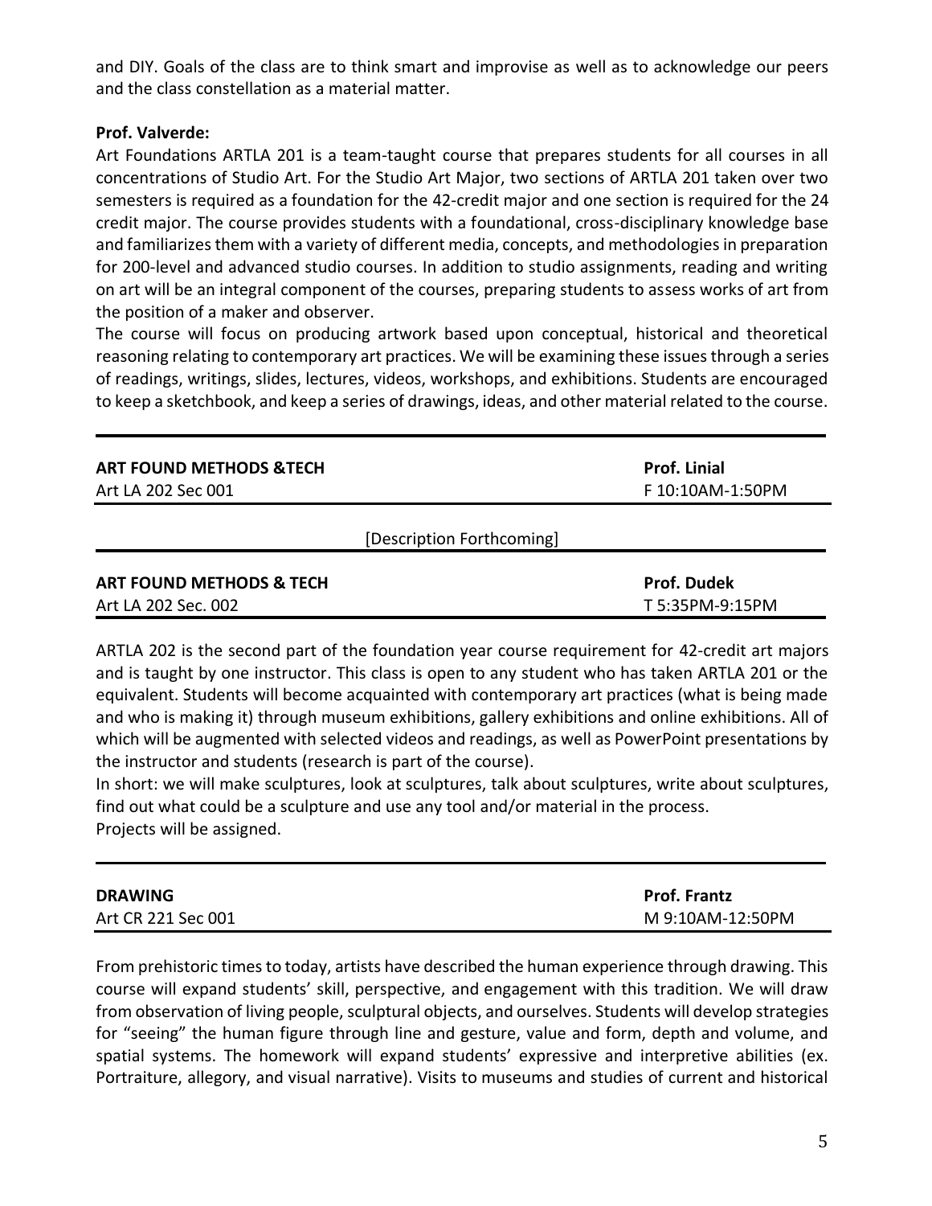and DIY. Goals of the class are to think smart and improvise as well as to acknowledge our peers and the class constellation as a material matter.

**Prof. Valverde:**

Art Foundations ARTLA 201 is a team-taught course that prepares students for all courses in all concentrations of Studio Art. For the Studio Art Major, two sections of ARTLA 201 taken over two semesters is required as a foundation for the 42-credit major and one section is required for the 24 credit major. The course provides students with a foundational, cross-disciplinary knowledge base and familiarizes them with a variety of different media, concepts, and methodologies in preparation for 200-level and advanced studio courses. In addition to studio assignments, reading and writing on art will be an integral component of the courses, preparing students to assess works of art from the position of a maker and observer.

The course will focus on producing artwork based upon conceptual, historical and theoretical reasoning relating to contemporary art practices. We will be examining these issues through a series of readings, writings, slides, lectures, videos, workshops, and exhibitions. Students are encouraged to keep a sketchbook, and keep a series of drawings, ideas, and other material related to the course.

---

**ART FOUND METHODS &TECH** — **Prof. Linial**
Art LA 202 Sec 001 — F 10:10AM-1:50PM

[Description Forthcoming]

---

**ART FOUND METHODS & TECH** — **Prof. Dudek**
Art LA 202 Sec. 002 — T 5:35PM-9:15PM

ARTLA 202 is the second part of the foundation year course requirement for 42-credit art majors and is taught by one instructor. This class is open to any student who has taken ARTLA 201 or the equivalent. Students will become acquainted with contemporary art practices (what is being made and who is making it) through museum exhibitions, gallery exhibitions and online exhibitions. All of which will be augmented with selected videos and readings, as well as PowerPoint presentations by the instructor and students (research is part of the course).

In short: we will make sculptures, look at sculptures, talk about sculptures, write about sculptures, find out what could be a sculpture and use any tool and/or material in the process.

Projects will be assigned.

---

**DRAWING** — **Prof. Frantz**
Art CR 221 Sec 001 — M 9:10AM-12:50PM

From prehistoric times to today, artists have described the human experience through drawing. This course will expand students' skill, perspective, and engagement with this tradition. We will draw from observation of living people, sculptural objects, and ourselves. Students will develop strategies for "seeing" the human figure through line and gesture, value and form, depth and volume, and spatial systems. The homework will expand students' expressive and interpretive abilities (ex. Portraiture, allegory, and visual narrative). Visits to museums and studies of current and historical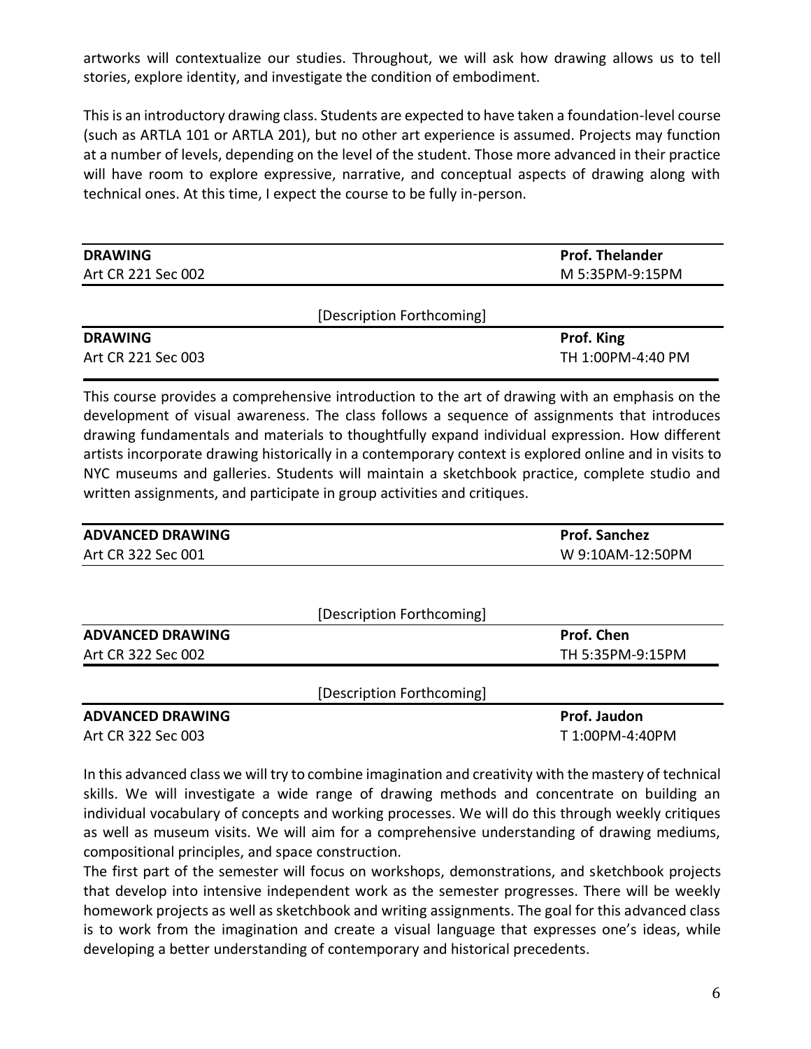artworks will contextualize our studies. Throughout, we will ask how drawing allows us to tell stories, explore identity, and investigate the condition of embodiment.

This is an introductory drawing class. Students are expected to have taken a foundation-level course (such as ARTLA 101 or ARTLA 201), but no other art experience is assumed. Projects may function at a number of levels, depending on the level of the student. Those more advanced in their practice will have room to explore expressive, narrative, and conceptual aspects of drawing along with technical ones. At this time, I expect the course to be fully in-person.

**DRAWING** — **Prof. Thelander**
Art CR 221 Sec 002 — M 5:35PM-9:15PM

[Description Forthcoming]

**DRAWING** — **Prof. King**
Art CR 221 Sec 003 — TH 1:00PM-4:40 PM

This course provides a comprehensive introduction to the art of drawing with an emphasis on the development of visual awareness. The class follows a sequence of assignments that introduces drawing fundamentals and materials to thoughtfully expand individual expression. How different artists incorporate drawing historically in a contemporary context is explored online and in visits to NYC museums and galleries. Students will maintain a sketchbook practice, complete studio and written assignments, and participate in group activities and critiques.

**ADVANCED DRAWING** — **Prof. Sanchez**
Art CR 322 Sec 001 — W 9:10AM-12:50PM

[Description Forthcoming]

**ADVANCED DRAWING** — **Prof. Chen**
Art CR 322 Sec 002 — TH 5:35PM-9:15PM

[Description Forthcoming]

**ADVANCED DRAWING** — **Prof. Jaudon**
Art CR 322 Sec 003 — T 1:00PM-4:40PM

In this advanced class we will try to combine imagination and creativity with the mastery of technical skills. We will investigate a wide range of drawing methods and concentrate on building an individual vocabulary of concepts and working processes. We will do this through weekly critiques as well as museum visits. We will aim for a comprehensive understanding of drawing mediums, compositional principles, and space construction.

The first part of the semester will focus on workshops, demonstrations, and sketchbook projects that develop into intensive independent work as the semester progresses. There will be weekly homework projects as well as sketchbook and writing assignments. The goal for this advanced class is to work from the imagination and create a visual language that expresses one's ideas, while developing a better understanding of contemporary and historical precedents.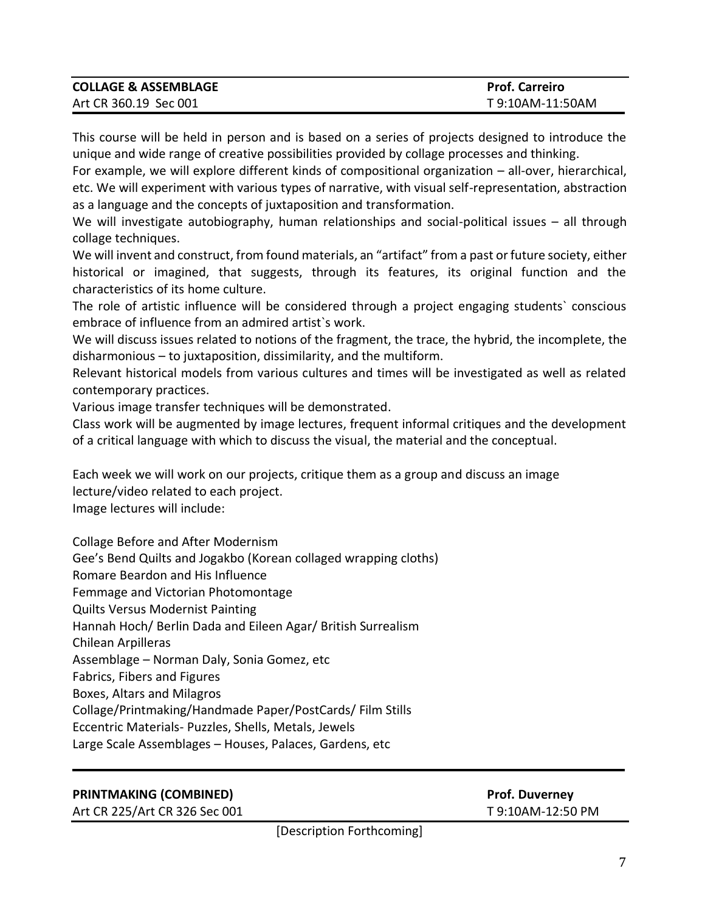**COLLAGE & ASSEMBLAGE** | **Prof. Carreiro**
Art CR 360.19 Sec 001 | T 9:10AM-11:50AM

This course will be held in person and is based on a series of projects designed to introduce the unique and wide range of creative possibilities provided by collage processes and thinking.
For example, we will explore different kinds of compositional organization – all-over, hierarchical, etc. We will experiment with various types of narrative, with visual self-representation, abstraction as a language and the concepts of juxtaposition and transformation.
We will investigate autobiography, human relationships and social-political issues – all through collage techniques.
We will invent and construct, from found materials, an "artifact" from a past or future society, either historical or imagined, that suggests, through its features, its original function and the characteristics of its home culture.
The role of artistic influence will be considered through a project engaging students` conscious embrace of influence from an admired artist`s work.
We will discuss issues related to notions of the fragment, the trace, the hybrid, the incomplete, the disharmonious – to juxtaposition, dissimilarity, and the multiform.
Relevant historical models from various cultures and times will be investigated as well as related contemporary practices.
Various image transfer techniques will be demonstrated.
Class work will be augmented by image lectures, frequent informal critiques and the development of a critical language with which to discuss the visual, the material and the conceptual.

Each week we will work on our projects, critique them as a group and discuss an image lecture/video related to each project.
Image lectures will include:

Collage Before and After Modernism
Gee's Bend Quilts and Jogakbo (Korean collaged wrapping cloths)
Romare Beardon and His Influence
Femmage and Victorian Photomontage
Quilts Versus Modernist Painting
Hannah Hoch/ Berlin Dada and Eileen Agar/ British Surrealism
Chilean Arpilleras
Assemblage – Norman Daly, Sonia Gomez, etc
Fabrics, Fibers and Figures
Boxes, Altars and Milagros
Collage/Printmaking/Handmade Paper/PostCards/ Film Stills
Eccentric Materials- Puzzles, Shells, Metals, Jewels
Large Scale Assemblages – Houses, Palaces, Gardens, etc

---

**PRINTMAKING (COMBINED)** | **Prof. Duverney**
Art CR 225/Art CR 326 Sec 001 | T 9:10AM-12:50 PM

[Description Forthcoming]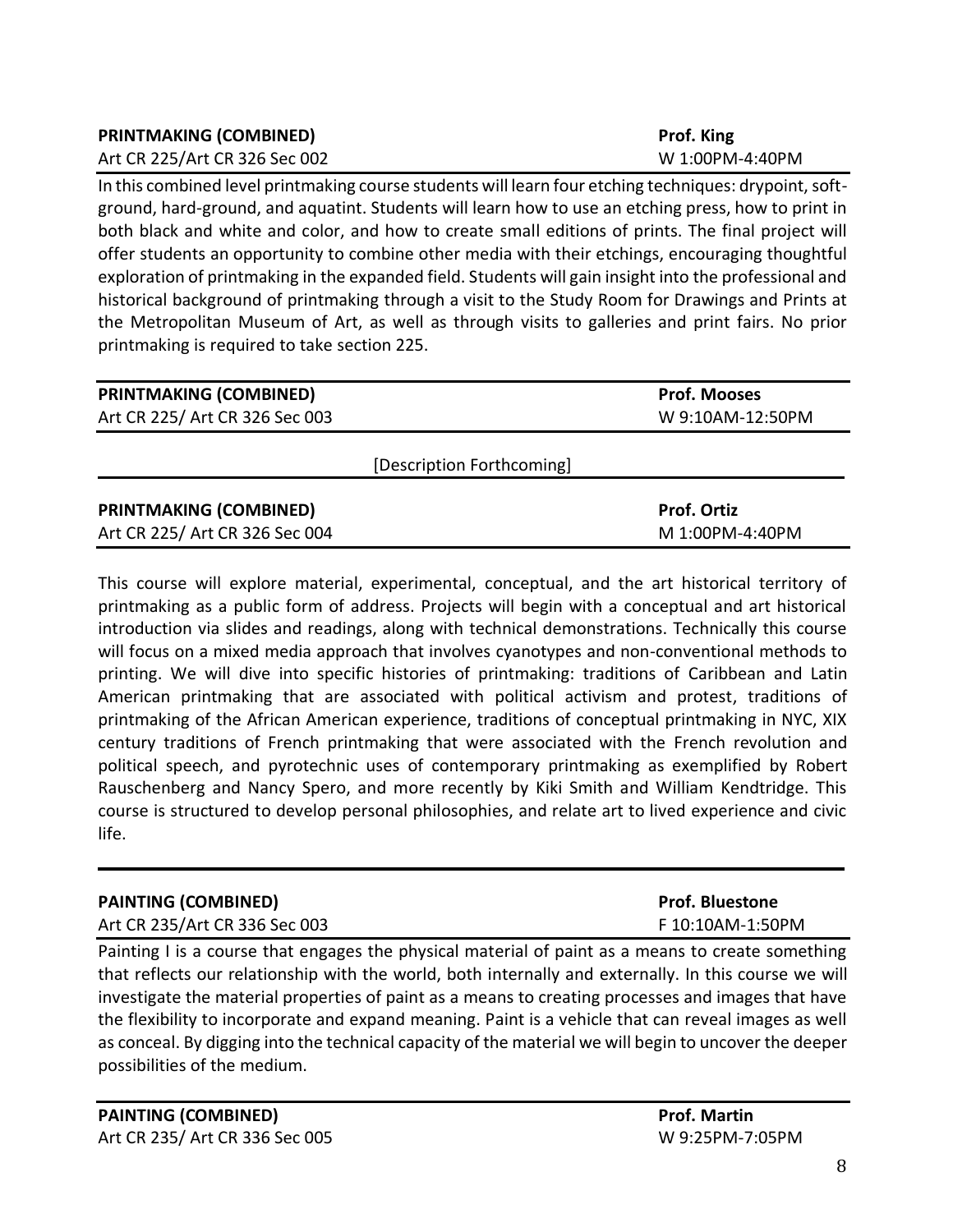**PRINTMAKING (COMBINED)** **Prof. King**
Art CR 225/Art CR 326 Sec 002 W 1:00PM-4:40PM

In this combined level printmaking course students will learn four etching techniques: drypoint, soft-ground, hard-ground, and aquatint. Students will learn how to use an etching press, how to print in both black and white and color, and how to create small editions of prints. The final project will offer students an opportunity to combine other media with their etchings, encouraging thoughtful exploration of printmaking in the expanded field. Students will gain insight into the professional and historical background of printmaking through a visit to the Study Room for Drawings and Prints at the Metropolitan Museum of Art, as well as through visits to galleries and print fairs. No prior printmaking is required to take section 225.

---

**PRINTMAKING (COMBINED)** **Prof. Mooses**
Art CR 225/ Art CR 326 Sec 003 W 9:10AM-12:50PM

[Description Forthcoming]

---

**PRINTMAKING (COMBINED)** **Prof. Ortiz**
Art CR 225/ Art CR 326 Sec 004 M 1:00PM-4:40PM

This course will explore material, experimental, conceptual, and the art historical territory of printmaking as a public form of address. Projects will begin with a conceptual and art historical introduction via slides and readings, along with technical demonstrations. Technically this course will focus on a mixed media approach that involves cyanotypes and non-conventional methods to printing. We will dive into specific histories of printmaking: traditions of Caribbean and Latin American printmaking that are associated with political activism and protest, traditions of printmaking of the African American experience, traditions of conceptual printmaking in NYC, XIX century traditions of French printmaking that were associated with the French revolution and political speech, and pyrotechnic uses of contemporary printmaking as exemplified by Robert Rauschenberg and Nancy Spero, and more recently by Kiki Smith and William Kendtridge. This course is structured to develop personal philosophies, and relate art to lived experience and civic life.

---

**PAINTING (COMBINED)** **Prof. Bluestone**
Art CR 235/Art CR 336 Sec 003 F 10:10AM-1:50PM

Painting I is a course that engages the physical material of paint as a means to create something that reflects our relationship with the world, both internally and externally. In this course we will investigate the material properties of paint as a means to creating processes and images that have the flexibility to incorporate and expand meaning. Paint is a vehicle that can reveal images as well as conceal. By digging into the technical capacity of the material we will begin to uncover the deeper possibilities of the medium.

---

**PAINTING (COMBINED)** **Prof. Martin**
Art CR 235/ Art CR 336 Sec 005 W 9:25PM-7:05PM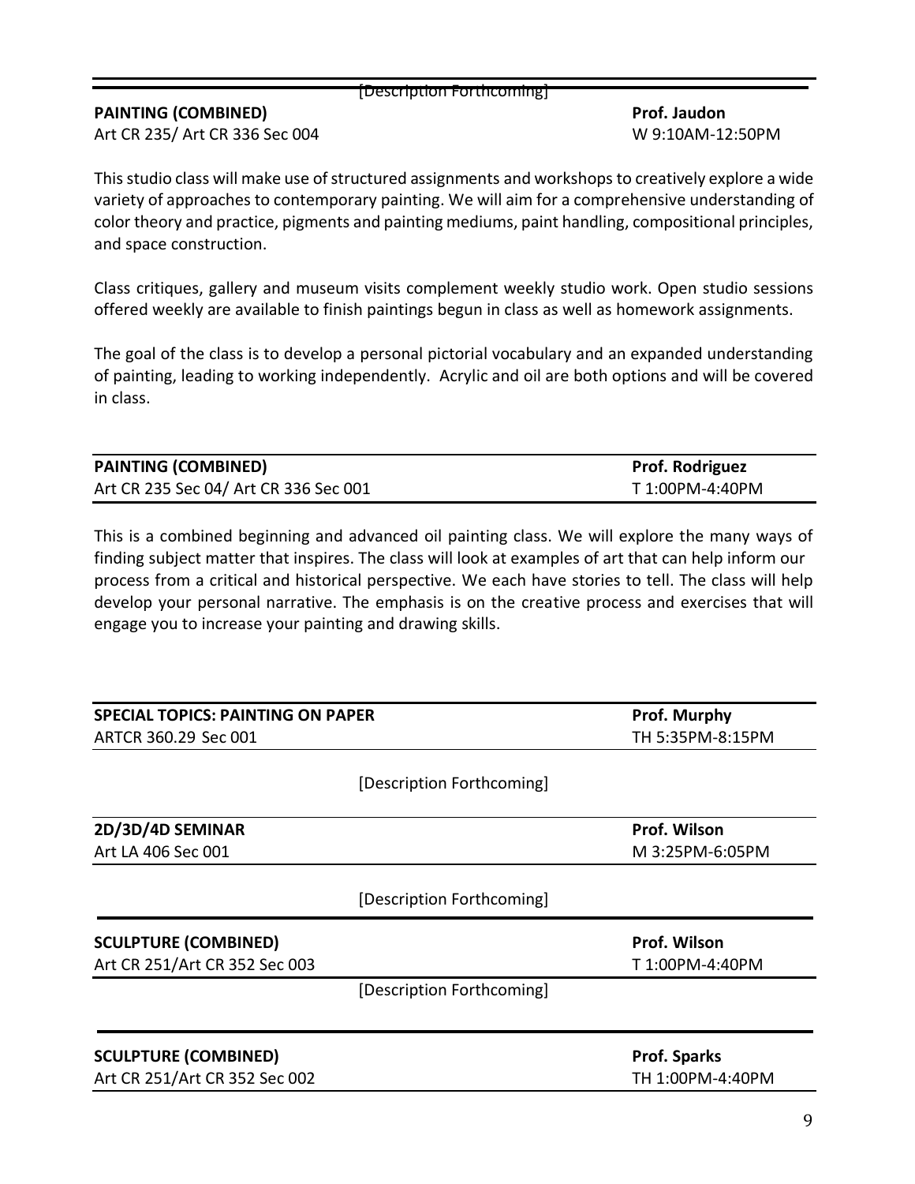[Description Forthcoming]

**PAINTING (COMBINED)** | **Prof. Jaudon**

Art CR 235/ Art CR 336 Sec 004 | W 9:10AM-12:50PM

This studio class will make use of structured assignments and workshops to creatively explore a wide variety of approaches to contemporary painting. We will aim for a comprehensive understanding of color theory and practice, pigments and painting mediums, paint handling, compositional principles, and space construction.

Class critiques, gallery and museum visits complement weekly studio work. Open studio sessions offered weekly are available to finish paintings begun in class as well as homework assignments.

The goal of the class is to develop a personal pictorial vocabulary and an expanded understanding of painting, leading to working independently. Acrylic and oil are both options and will be covered in class.

**PAINTING (COMBINED)** | **Prof. Rodriguez**

Art CR 235 Sec 04/ Art CR 336 Sec 001 | T 1:00PM-4:40PM

This is a combined beginning and advanced oil painting class. We will explore the many ways of finding subject matter that inspires. The class will look at examples of art that can help inform our process from a critical and historical perspective. We each have stories to tell. The class will help develop your personal narrative. The emphasis is on the creative process and exercises that will engage you to increase your painting and drawing skills.

**SPECIAL TOPICS: PAINTING ON PAPER** | **Prof. Murphy**

ARTCR 360.29 Sec 001 | TH 5:35PM-8:15PM

[Description Forthcoming]

**2D/3D/4D SEMINAR** | **Prof. Wilson**

Art LA 406 Sec 001 | M 3:25PM-6:05PM

[Description Forthcoming]

**SCULPTURE (COMBINED)** | **Prof. Wilson**

Art CR 251/Art CR 352 Sec 003 | T 1:00PM-4:40PM

[Description Forthcoming]

**SCULPTURE (COMBINED)** | **Prof. Sparks**

Art CR 251/Art CR 352 Sec 002 | TH 1:00PM-4:40PM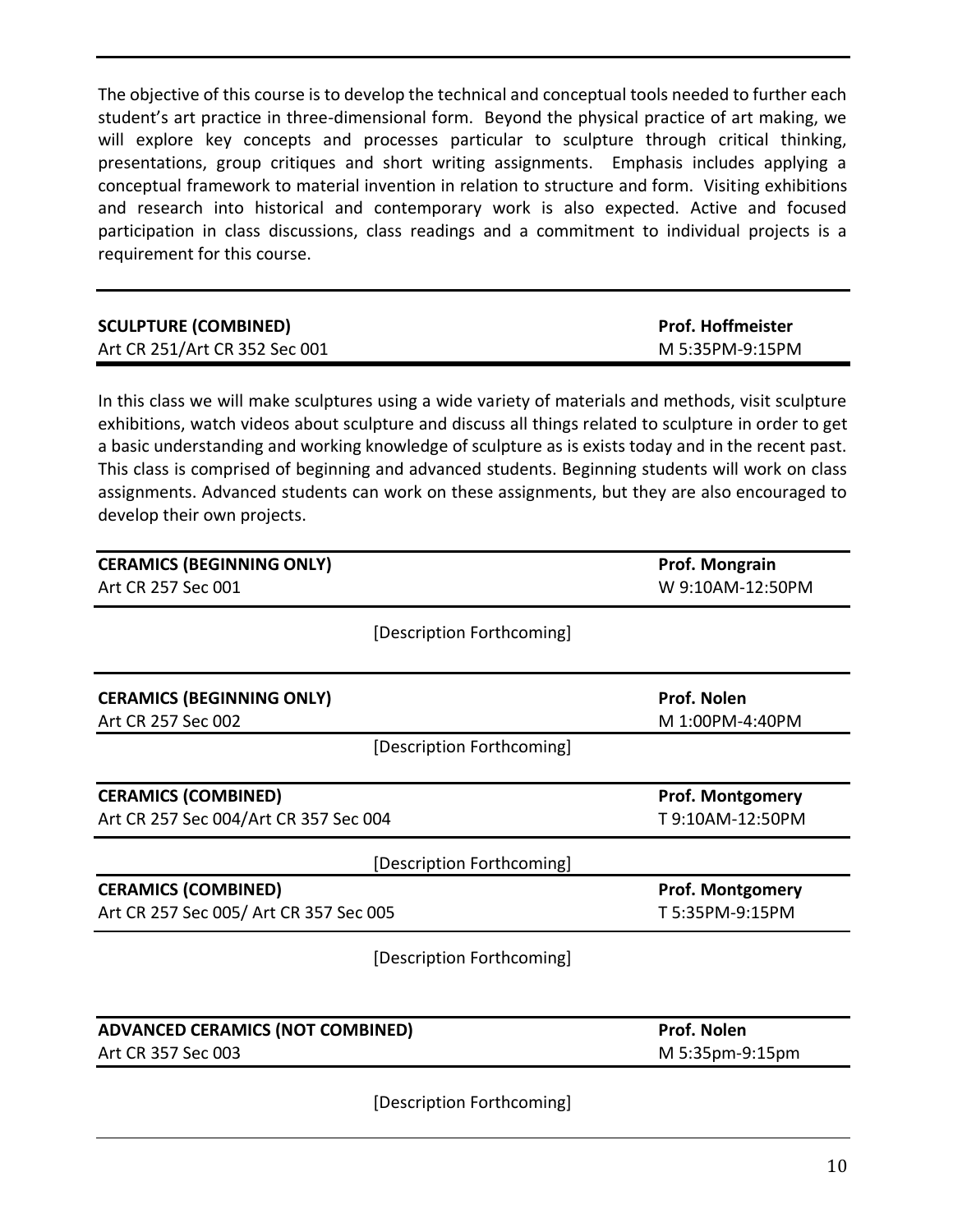The objective of this course is to develop the technical and conceptual tools needed to further each student's art practice in three-dimensional form. Beyond the physical practice of art making, we will explore key concepts and processes particular to sculpture through critical thinking, presentations, group critiques and short writing assignments. Emphasis includes applying a conceptual framework to material invention in relation to structure and form. Visiting exhibitions and research into historical and contemporary work is also expected. Active and focused participation in class discussions, class readings and a commitment to individual projects is a requirement for this course.

---

**SCULPTURE (COMBINED)** — **Prof. Hoffmeister**
Art CR 251/Art CR 352 Sec 001 — M 5:35PM-9:15PM

In this class we will make sculptures using a wide variety of materials and methods, visit sculpture exhibitions, watch videos about sculpture and discuss all things related to sculpture in order to get a basic understanding and working knowledge of sculpture as is exists today and in the recent past. This class is comprised of beginning and advanced students. Beginning students will work on class assignments. Advanced students can work on these assignments, but they are also encouraged to develop their own projects.

---

**CERAMICS (BEGINNING ONLY)** — **Prof. Mongrain**
Art CR 257 Sec 001 — W 9:10AM-12:50PM

[Description Forthcoming]

---

**CERAMICS (BEGINNING ONLY)** — **Prof. Nolen**
Art CR 257 Sec 002 — M 1:00PM-4:40PM

[Description Forthcoming]

---

**CERAMICS (COMBINED)** — **Prof. Montgomery**
Art CR 257 Sec 004/Art CR 357 Sec 004 — T 9:10AM-12:50PM

[Description Forthcoming]

---

**CERAMICS (COMBINED)** — **Prof. Montgomery**
Art CR 257 Sec 005/ Art CR 357 Sec 005 — T 5:35PM-9:15PM

[Description Forthcoming]

---

**ADVANCED CERAMICS (NOT COMBINED)** — **Prof. Nolen**
Art CR 357 Sec 003 — M 5:35pm-9:15pm

[Description Forthcoming]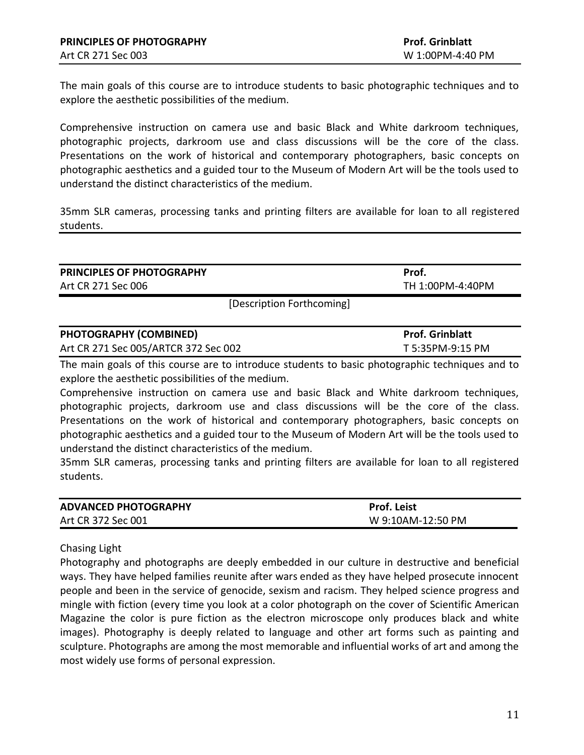**PRINCIPLES OF PHOTOGRAPHY** — **Prof. Grinblatt**
Art CR 271 Sec 003 — W 1:00PM-4:40 PM

The main goals of this course are to introduce students to basic photographic techniques and to explore the aesthetic possibilities of the medium.

Comprehensive instruction on camera use and basic Black and White darkroom techniques, photographic projects, darkroom use and class discussions will be the core of the class. Presentations on the work of historical and contemporary photographers, basic concepts on photographic aesthetics and a guided tour to the Museum of Modern Art will be the tools used to understand the distinct characteristics of the medium.

35mm SLR cameras, processing tanks and printing filters are available for loan to all registered students.

---

**PRINCIPLES OF PHOTOGRAPHY** — **Prof.**
Art CR 271 Sec 006 — TH 1:00PM-4:40PM

[Description Forthcoming]

---

**PHOTOGRAPHY (COMBINED)** — **Prof. Grinblatt**
Art CR 271 Sec 005/ARTCR 372 Sec 002 — T 5:35PM-9:15 PM

The main goals of this course are to introduce students to basic photographic techniques and to explore the aesthetic possibilities of the medium.

Comprehensive instruction on camera use and basic Black and White darkroom techniques, photographic projects, darkroom use and class discussions will be the core of the class. Presentations on the work of historical and contemporary photographers, basic concepts on photographic aesthetics and a guided tour to the Museum of Modern Art will be the tools used to understand the distinct characteristics of the medium.

35mm SLR cameras, processing tanks and printing filters are available for loan to all registered students.

---

**ADVANCED PHOTOGRAPHY** — **Prof. Leist**
Art CR 372 Sec 001 — W 9:10AM-12:50 PM

Chasing Light

Photography and photographs are deeply embedded in our culture in destructive and beneficial ways. They have helped families reunite after wars ended as they have helped prosecute innocent people and been in the service of genocide, sexism and racism. They helped science progress and mingle with fiction (every time you look at a color photograph on the cover of Scientific American Magazine the color is pure fiction as the electron microscope only produces black and white images). Photography is deeply related to language and other art forms such as painting and sculpture. Photographs are among the most memorable and influential works of art and among the most widely use forms of personal expression.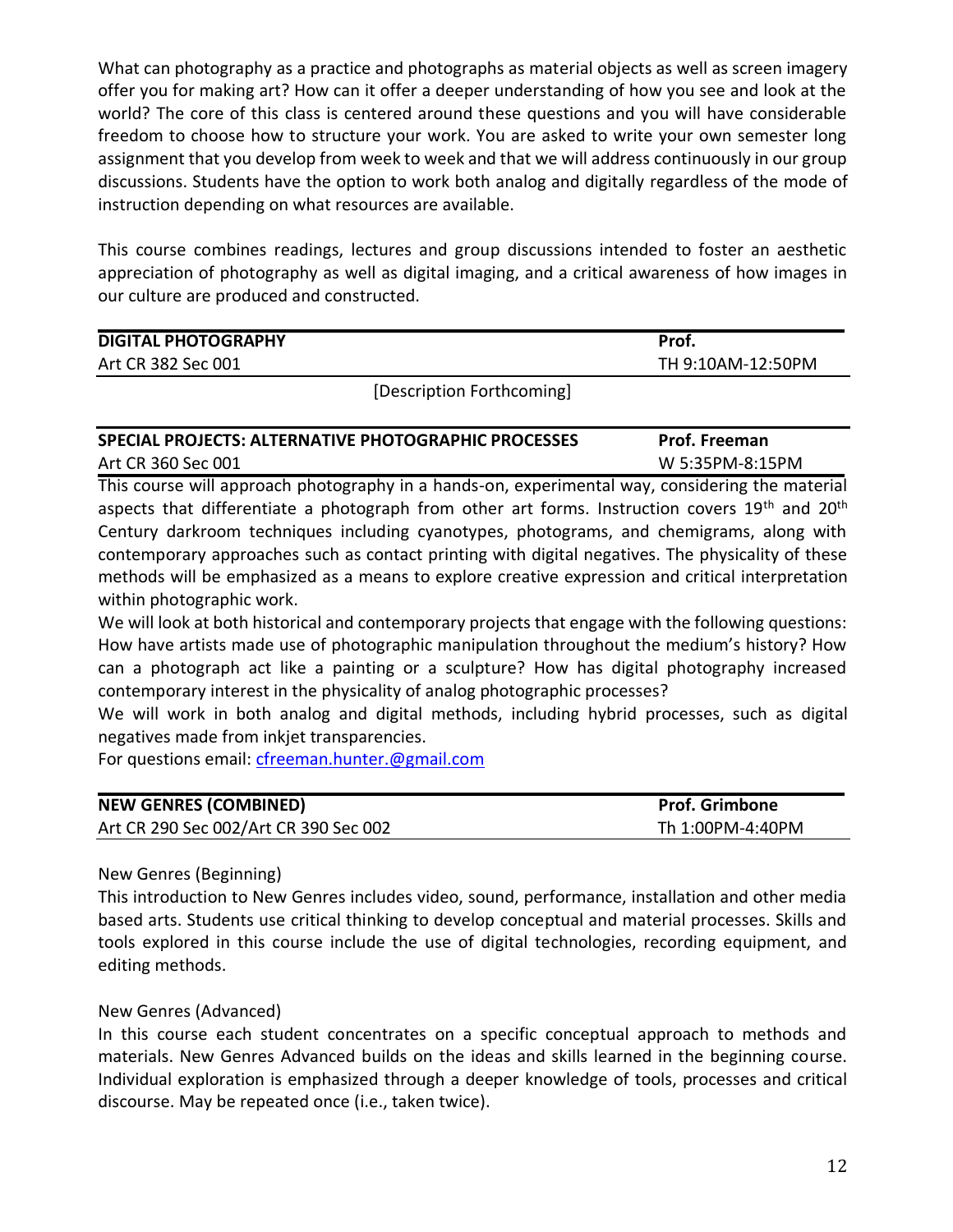What can photography as a practice and photographs as material objects as well as screen imagery offer you for making art? How can it offer a deeper understanding of how you see and look at the world? The core of this class is centered around these questions and you will have considerable freedom to choose how to structure your work. You are asked to write your own semester long assignment that you develop from week to week and that we will address continuously in our group discussions. Students have the option to work both analog and digitally regardless of the mode of instruction depending on what resources are available.

This course combines readings, lectures and group discussions intended to foster an aesthetic appreciation of photography as well as digital imaging, and a critical awareness of how images in our culture are produced and constructed.

| **DIGITAL PHOTOGRAPHY** | **Prof.** |
|---|---|
| Art CR 382 Sec 001 | TH 9:10AM-12:50PM |

[Description Forthcoming]

| **SPECIAL PROJECTS: ALTERNATIVE PHOTOGRAPHIC PROCESSES** | **Prof. Freeman** |
|---|---|
| Art CR 360 Sec 001 | W 5:35PM-8:15PM |

This course will approach photography in a hands-on, experimental way, considering the material aspects that differentiate a photograph from other art forms. Instruction covers 19th and 20th Century darkroom techniques including cyanotypes, photograms, and chemigrams, along with contemporary approaches such as contact printing with digital negatives. The physicality of these methods will be emphasized as a means to explore creative expression and critical interpretation within photographic work.

We will look at both historical and contemporary projects that engage with the following questions: How have artists made use of photographic manipulation throughout the medium's history? How can a photograph act like a painting or a sculpture? How has digital photography increased contemporary interest in the physicality of analog photographic processes?

We will work in both analog and digital methods, including hybrid processes, such as digital negatives made from inkjet transparencies.

For questions email: cfreeman.hunter.@gmail.com

| **NEW GENRES (COMBINED)** | **Prof. Grimbone** |
|---|---|
| Art CR 290 Sec 002/Art CR 390 Sec 002 | Th 1:00PM-4:40PM |

New Genres (Beginning)

This introduction to New Genres includes video, sound, performance, installation and other media based arts. Students use critical thinking to develop conceptual and material processes. Skills and tools explored in this course include the use of digital technologies, recording equipment, and editing methods.

New Genres (Advanced)

In this course each student concentrates on a specific conceptual approach to methods and materials. New Genres Advanced builds on the ideas and skills learned in the beginning course. Individual exploration is emphasized through a deeper knowledge of tools, processes and critical discourse. May be repeated once (i.e., taken twice).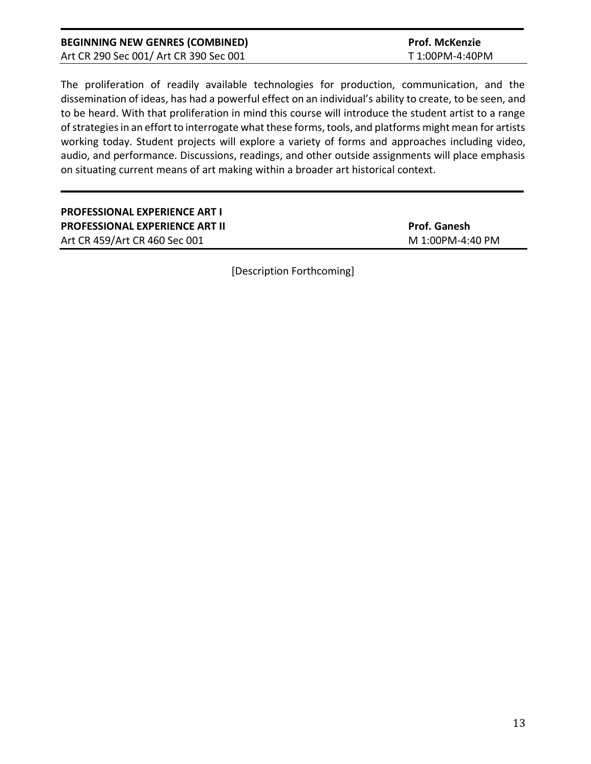**BEGINNING NEW GENRES (COMBINED)** **Prof. McKenzie**
Art CR 290 Sec 001/ Art CR 390 Sec 001 T 1:00PM-4:40PM

The proliferation of readily available technologies for production, communication, and the dissemination of ideas, has had a powerful effect on an individual's ability to create, to be seen, and to be heard. With that proliferation in mind this course will introduce the student artist to a range of strategies in an effort to interrogate what these forms, tools, and platforms might mean for artists working today. Student projects will explore a variety of forms and approaches including video, audio, and performance. Discussions, readings, and other outside assignments will place emphasis on situating current means of art making within a broader art historical context.

---

**PROFESSIONAL EXPERIENCE ART I**
**PROFESSIONAL EXPERIENCE ART II** **Prof. Ganesh**
Art CR 459/Art CR 460 Sec 001 M 1:00PM-4:40 PM

[Description Forthcoming]